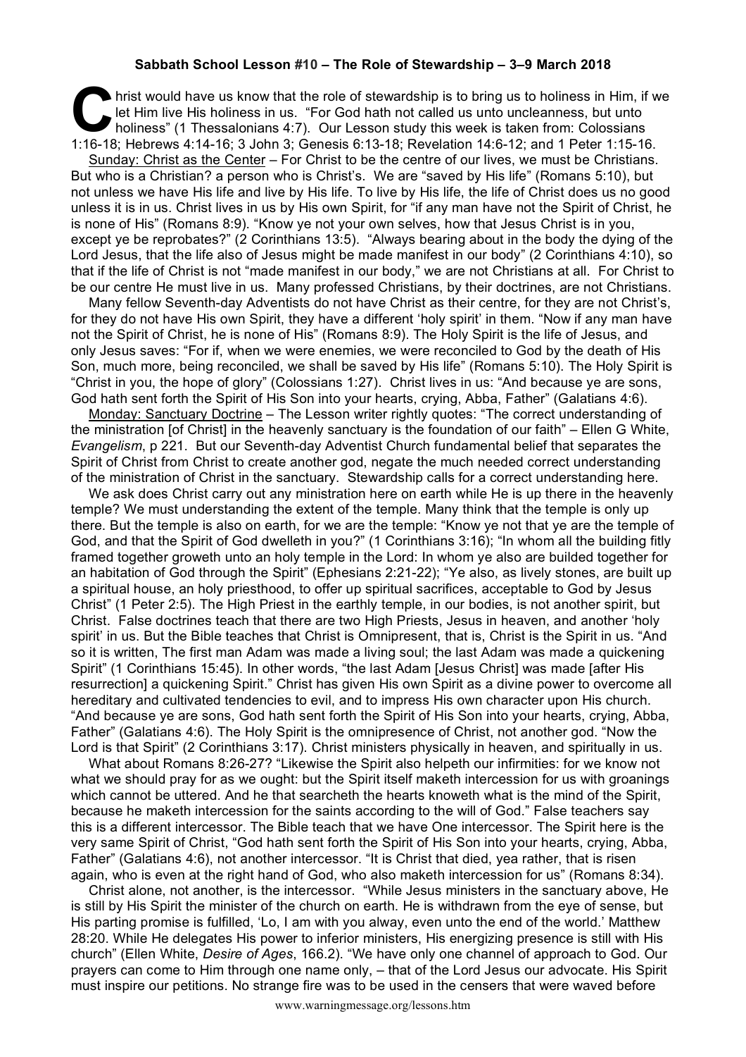**Sabbath School Lesson #10 – The Role of Stewardship – 3–9 March 2018**

Christ would have us know that the role of stewardship is to bring us to holiness in Him, if we let Him live His holiness in us. "For God hath not called us unto uncleanness, but unto holiness" (1 Thessalonians 4:7). Our Lesson study this week is taken from: Colossians 1:16-18; Hebrews 4:14-16; 3 John 3; Genesis 6:13-18; Revelation 14:6-12; and 1 Peter 1:15-16.

Sunday: Christ as the Center – For Christ to be the centre of our lives, we must be Christians. But who is a Christian? a person who is Christ's. We are "saved by His life" (Romans 5:10), but not unless we have His life and live by His life. To live by His life, the life of Christ does us no good unless it is in us. Christ lives in us by His own Spirit, for "if any man have not the Spirit of Christ, he is none of His" (Romans 8:9). "Know ye not your own selves, how that Jesus Christ is in you, except ye be reprobates?" (2 Corinthians 13:5). "Always bearing about in the body the dying of the Lord Jesus, that the life also of Jesus might be made manifest in our body" (2 Corinthians 4:10), so that if the life of Christ is not "made manifest in our body," we are not Christians at all. For Christ to be our centre He must live in us. Many professed Christians, by their doctrines, are not Christians.

Many fellow Seventh-day Adventists do not have Christ as their centre, for they are not Christ's, for they do not have His own Spirit, they have a different 'holy spirit' in them. "Now if any man have not the Spirit of Christ, he is none of His" (Romans 8:9). The Holy Spirit is the life of Jesus, and only Jesus saves: "For if, when we were enemies, we were reconciled to God by the death of His Son, much more, being reconciled, we shall be saved by His life" (Romans 5:10). The Holy Spirit is "Christ in you, the hope of glory" (Colossians 1:27). Christ lives in us: "And because ye are sons, God hath sent forth the Spirit of His Son into your hearts, crying, Abba, Father" (Galatians 4:6).

Monday: Sanctuary Doctrine – The Lesson writer rightly quotes: "The correct understanding of the ministration [of Christ] in the heavenly sanctuary is the foundation of our faith" – Ellen G White, *Evangelism*, p 221. But our Seventh-day Adventist Church fundamental belief that separates the Spirit of Christ from Christ to create another god, negate the much needed correct understanding of the ministration of Christ in the sanctuary. Stewardship calls for a correct understanding here.

We ask does Christ carry out any ministration here on earth while He is up there in the heavenly temple? We must understanding the extent of the temple. Many think that the temple is only up there. But the temple is also on earth, for we are the temple: "Know ye not that ye are the temple of God, and that the Spirit of God dwelleth in you?" (1 Corinthians 3:16); "In whom all the building fitly framed together groweth unto an holy temple in the Lord: In whom ye also are builded together for an habitation of God through the Spirit" (Ephesians 2:21-22); "Ye also, as lively stones, are built up a spiritual house, an holy priesthood, to offer up spiritual sacrifices, acceptable to God by Jesus Christ" (1 Peter 2:5). The High Priest in the earthly temple, in our bodies, is not another spirit, but Christ. False doctrines teach that there are two High Priests, Jesus in heaven, and another 'holy spirit' in us. But the Bible teaches that Christ is Omnipresent, that is, Christ is the Spirit in us. "And so it is written, The first man Adam was made a living soul; the last Adam was made a quickening Spirit" (1 Corinthians 15:45). In other words, "the last Adam [Jesus Christ] was made [after His resurrection] a quickening Spirit." Christ has given His own Spirit as a divine power to overcome all hereditary and cultivated tendencies to evil, and to impress His own character upon His church. "And because ye are sons, God hath sent forth the Spirit of His Son into your hearts, crying, Abba, Father" (Galatians 4:6). The Holy Spirit is the omnipresence of Christ, not another god. "Now the Lord is that Spirit" (2 Corinthians 3:17). Christ ministers physically in heaven, and spiritually in us.

What about Romans 8:26-27? "Likewise the Spirit also helpeth our infirmities: for we know not what we should pray for as we ought: but the Spirit itself maketh intercession for us with groanings which cannot be uttered. And he that searcheth the hearts knoweth what is the mind of the Spirit, because he maketh intercession for the saints according to the will of God." False teachers say this is a different intercessor. The Bible teach that we have One intercessor. The Spirit here is the very same Spirit of Christ, "God hath sent forth the Spirit of His Son into your hearts, crying, Abba, Father" (Galatians 4:6), not another intercessor. "It is Christ that died, yea rather, that is risen again, who is even at the right hand of God, who also maketh intercession for us" (Romans 8:34).

Christ alone, not another, is the intercessor. "While Jesus ministers in the sanctuary above, He is still by His Spirit the minister of the church on earth. He is withdrawn from the eye of sense, but His parting promise is fulfilled, 'Lo, I am with you alway, even unto the end of the world.' Matthew 28:20. While He delegates His power to inferior ministers, His energizing presence is still with His church" (Ellen White, *Desire of Ages*, 166.2). "We have only one channel of approach to God. Our prayers can come to Him through one name only, – that of the Lord Jesus our advocate. His Spirit must inspire our petitions. No strange fire was to be used in the censers that were waved before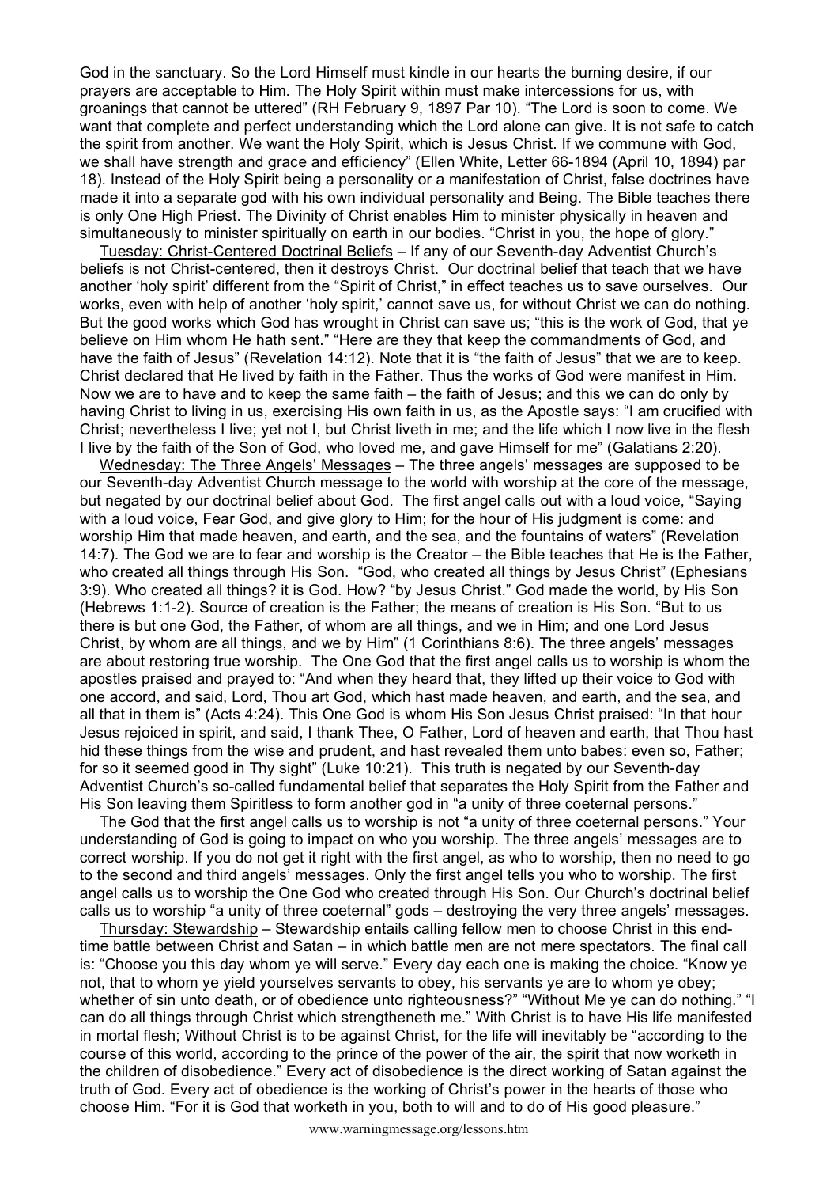God in the sanctuary. So the Lord Himself must kindle in our hearts the burning desire, if our prayers are acceptable to Him. The Holy Spirit within must make intercessions for us, with groanings that cannot be uttered" (RH February 9, 1897 Par 10). "The Lord is soon to come. We want that complete and perfect understanding which the Lord alone can give. It is not safe to catch the spirit from another. We want the Holy Spirit, which is Jesus Christ. If we commune with God, we shall have strength and grace and efficiency" (Ellen White, Letter 66-1894 (April 10, 1894) par 18). Instead of the Holy Spirit being a personality or a manifestation of Christ, false doctrines have made it into a separate god with his own individual personality and Being. The Bible teaches there is only One High Priest. The Divinity of Christ enables Him to minister physically in heaven and simultaneously to minister spiritually on earth in our bodies. "Christ in you, the hope of glory."

Tuesday: Christ-Centered Doctrinal Beliefs – If any of our Seventh-day Adventist Church's beliefs is not Christ-centered, then it destroys Christ. Our doctrinal belief that teach that we have another 'holy spirit' different from the "Spirit of Christ," in effect teaches us to save ourselves. Our works, even with help of another 'holy spirit,' cannot save us, for without Christ we can do nothing. But the good works which God has wrought in Christ can save us; "this is the work of God, that ye believe on Him whom He hath sent." "Here are they that keep the commandments of God, and have the faith of Jesus" (Revelation 14:12). Note that it is "the faith of Jesus" that we are to keep. Christ declared that He lived by faith in the Father. Thus the works of God were manifest in Him. Now we are to have and to keep the same faith – the faith of Jesus; and this we can do only by having Christ to living in us, exercising His own faith in us, as the Apostle says: "I am crucified with Christ; nevertheless I live; yet not I, but Christ liveth in me; and the life which I now live in the flesh I live by the faith of the Son of God, who loved me, and gave Himself for me" (Galatians 2:20).

Wednesday: The Three Angels' Messages – The three angels' messages are supposed to be our Seventh-day Adventist Church message to the world with worship at the core of the message, but negated by our doctrinal belief about God. The first angel calls out with a loud voice, "Saying with a loud voice, Fear God, and give glory to Him; for the hour of His judgment is come: and worship Him that made heaven, and earth, and the sea, and the fountains of waters" (Revelation 14:7). The God we are to fear and worship is the Creator – the Bible teaches that He is the Father, who created all things through His Son. "God, who created all things by Jesus Christ" (Ephesians 3:9). Who created all things? it is God. How? "by Jesus Christ." God made the world, by His Son (Hebrews 1:1-2). Source of creation is the Father; the means of creation is His Son. "But to us there is but one God, the Father, of whom are all things, and we in Him; and one Lord Jesus Christ, by whom are all things, and we by Him" (1 Corinthians 8:6). The three angels' messages are about restoring true worship. The One God that the first angel calls us to worship is whom the apostles praised and prayed to: "And when they heard that, they lifted up their voice to God with one accord, and said, Lord, Thou art God, which hast made heaven, and earth, and the sea, and all that in them is" (Acts 4:24). This One God is whom His Son Jesus Christ praised: "In that hour Jesus rejoiced in spirit, and said, I thank Thee, O Father, Lord of heaven and earth, that Thou hast hid these things from the wise and prudent, and hast revealed them unto babes: even so, Father; for so it seemed good in Thy sight" (Luke 10:21). This truth is negated by our Seventh-day Adventist Church's so-called fundamental belief that separates the Holy Spirit from the Father and His Son leaving them Spiritless to form another god in "a unity of three coeternal persons."

The God that the first angel calls us to worship is not "a unity of three coeternal persons." Your understanding of God is going to impact on who you worship. The three angels' messages are to correct worship. If you do not get it right with the first angel, as who to worship, then no need to go to the second and third angels' messages. Only the first angel tells you who to worship. The first angel calls us to worship the One God who created through His Son. Our Church's doctrinal belief calls us to worship "a unity of three coeternal" gods – destroying the very three angels' messages.

Thursday: Stewardship – Stewardship entails calling fellow men to choose Christ in this end-time battle between Christ and Satan – in which battle men are not mere spectators. The final call is: "Choose you this day whom ye will serve." Every day each one is making the choice. "Know ye not, that to whom ye yield yourselves servants to obey, his servants ye are to whom ye obey; whether of sin unto death, or of obedience unto righteousness?" "Without Me ye can do nothing." "I can do all things through Christ which strengtheneth me." With Christ is to have His life manifested in mortal flesh; Without Christ is to be against Christ, for the life will inevitably be "according to the course of this world, according to the prince of the power of the air, the spirit that now worketh in the children of disobedience." Every act of disobedience is the direct working of Satan against the truth of God. Every act of obedience is the working of Christ's power in the hearts of those who choose Him. "For it is God that worketh in you, both to will and to do of His good pleasure."